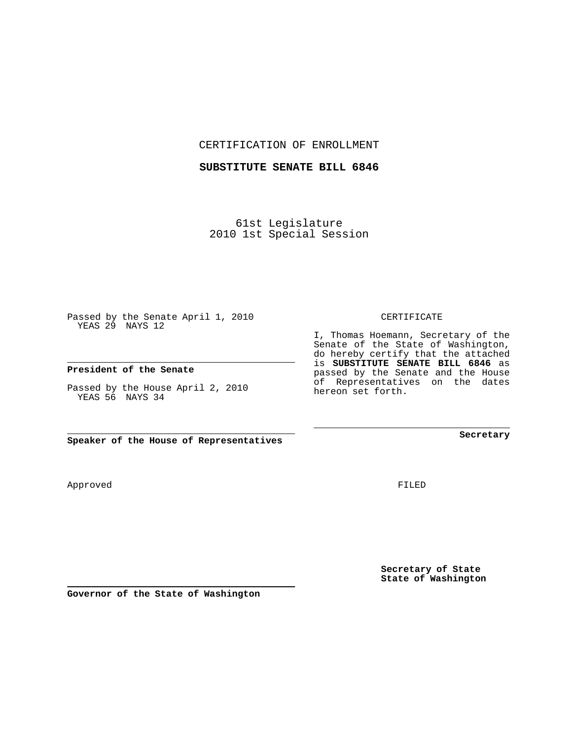CERTIFICATION OF ENROLLMENT

**SUBSTITUTE SENATE BILL 6846**

61st Legislature
2010 1st Special Session

Passed by the Senate April 1, 2010
YEAS 29 NAYS 12

**President of the Senate**

Passed by the House April 2, 2010
YEAS 56 NAYS 34

**Speaker of the House of Representatives**

CERTIFICATE

I, Thomas Hoemann, Secretary of the Senate of the State of Washington, do hereby certify that the attached is **SUBSTITUTE SENATE BILL 6846** as passed by the Senate and the House of Representatives on the dates hereon set forth.

**Secretary**

Approved

FILED

**Secretary of State**
**State of Washington**

**Governor of the State of Washington**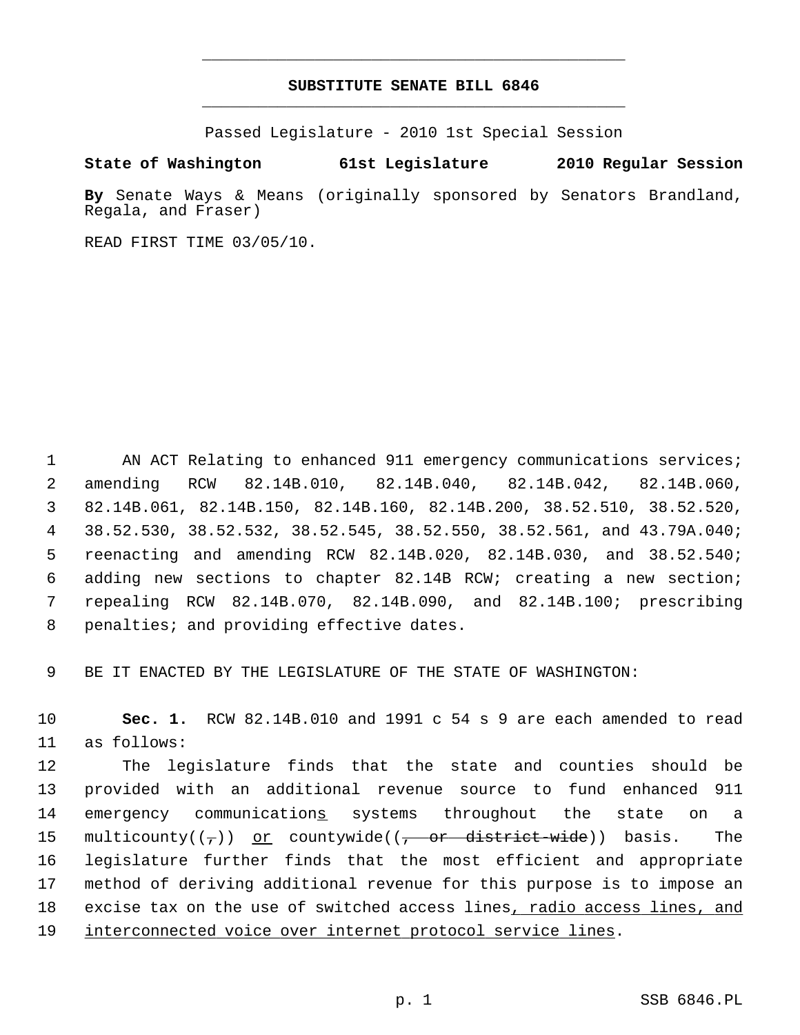# SUBSTITUTE SENATE BILL 6846

Passed Legislature - 2010 1st Special Session

**State of Washington 61st Legislature 2010 Regular Session**

**By** Senate Ways & Means (originally sponsored by Senators Brandland, Regala, and Fraser)

READ FIRST TIME 03/05/10.

AN ACT Relating to enhanced 911 emergency communications services; amending RCW 82.14B.010, 82.14B.040, 82.14B.042, 82.14B.060, 82.14B.061, 82.14B.150, 82.14B.160, 82.14B.200, 38.52.510, 38.52.520, 38.52.530, 38.52.532, 38.52.545, 38.52.550, 38.52.561, and 43.79A.040; reenacting and amending RCW 82.14B.020, 82.14B.030, and 38.52.540; adding new sections to chapter 82.14B RCW; creating a new section; repealing RCW 82.14B.070, 82.14B.090, and 82.14B.100; prescribing penalties; and providing effective dates.

BE IT ENACTED BY THE LEGISLATURE OF THE STATE OF WASHINGTON:

**Sec. 1.** RCW 82.14B.010 and 1991 c 54 s 9 are each amended to read as follows:

The legislature finds that the state and counties should be provided with an additional revenue source to fund enhanced 911 emergency communications systems throughout the state on a multicounty((~~,~~)) or countywide((~~, or district-wide~~)) basis. The legislature further finds that the most efficient and appropriate method of deriving additional revenue for this purpose is to impose an excise tax on the use of switched access lines, radio access lines, and interconnected voice over internet protocol service lines.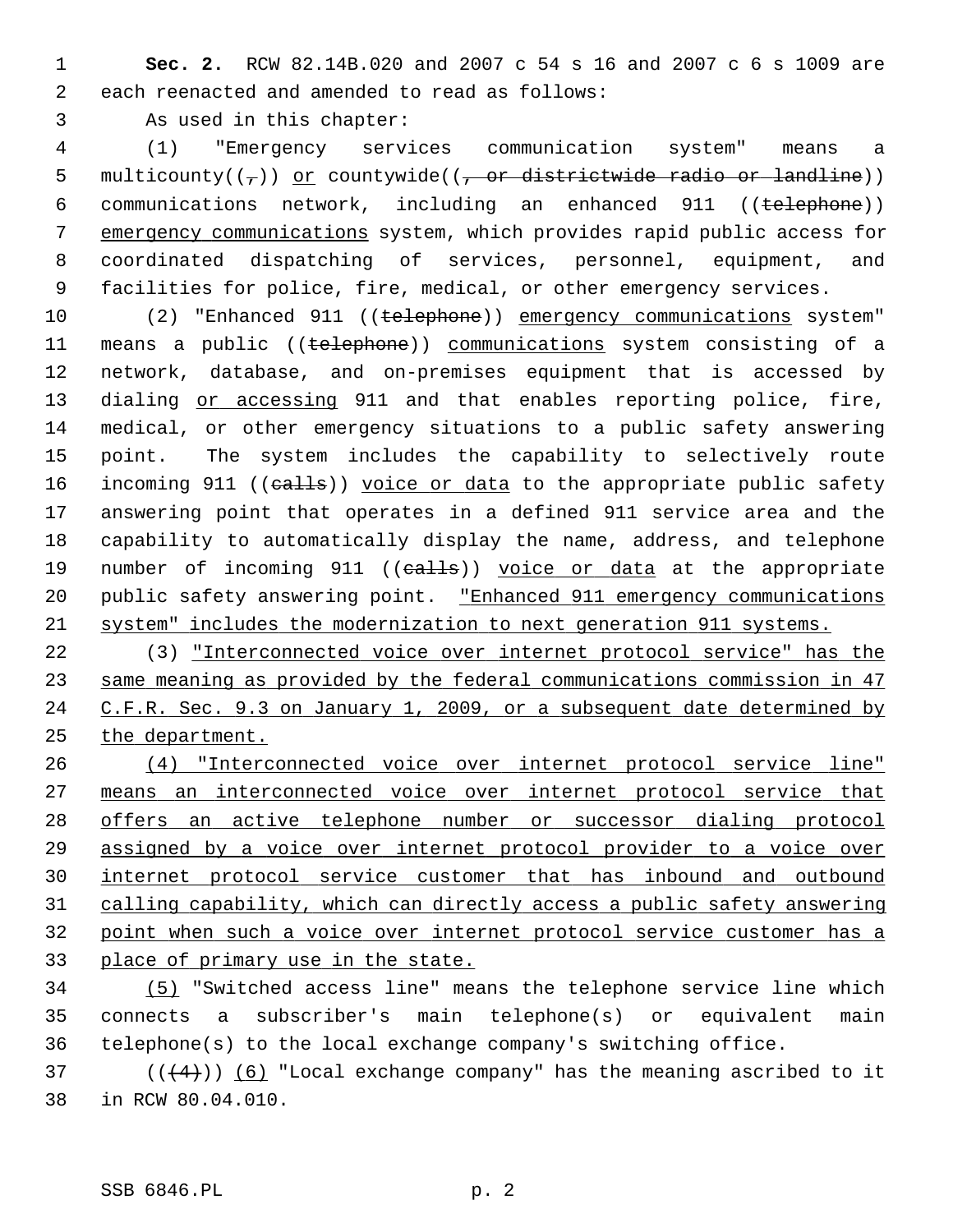**Sec. 2.** RCW 82.14B.020 and 2007 c 54 s 16 and 2007 c 6 s 1009 are each reenacted and amended to read as follows:

As used in this chapter:

(1) "Emergency services communication system" means a multicounty((~~,~~)) <u>or</u> countywide((~~, or districtwide radio or landline~~)) communications network, including an enhanced 911 ((~~telephone~~)) <u>emergency communications</u> system, which provides rapid public access for coordinated dispatching of services, personnel, equipment, and facilities for police, fire, medical, or other emergency services.

(2) "Enhanced 911 ((~~telephone~~)) <u>emergency communications</u> system" means a public ((~~telephone~~)) <u>communications</u> system consisting of a network, database, and on-premises equipment that is accessed by dialing <u>or accessing</u> 911 and that enables reporting police, fire, medical, or other emergency situations to a public safety answering point. The system includes the capability to selectively route incoming 911 ((~~calls~~)) <u>voice or data</u> to the appropriate public safety answering point that operates in a defined 911 service area and the capability to automatically display the name, address, and telephone number of incoming 911 ((~~calls~~)) <u>voice or data</u> at the appropriate public safety answering point. <u>"Enhanced 911 emergency communications system" includes the modernization to next generation 911 systems.</u>

(3) <u>"Interconnected voice over internet protocol service" has the same meaning as provided by the federal communications commission in 47 C.F.R. Sec. 9.3 on January 1, 2009, or a subsequent date determined by the department.</u>

<u>(4) "Interconnected voice over internet protocol service line" means an interconnected voice over internet protocol service that offers an active telephone number or successor dialing protocol assigned by a voice over internet protocol provider to a voice over internet protocol service customer that has inbound and outbound calling capability, which can directly access a public safety answering point when such a voice over internet protocol service customer has a place of primary use in the state.</u>

<u>(5)</u> "Switched access line" means the telephone service line which connects a subscriber's main telephone(s) or equivalent main telephone(s) to the local exchange company's switching office.

((~~(4)~~)) <u>(6)</u> "Local exchange company" has the meaning ascribed to it in RCW 80.04.010.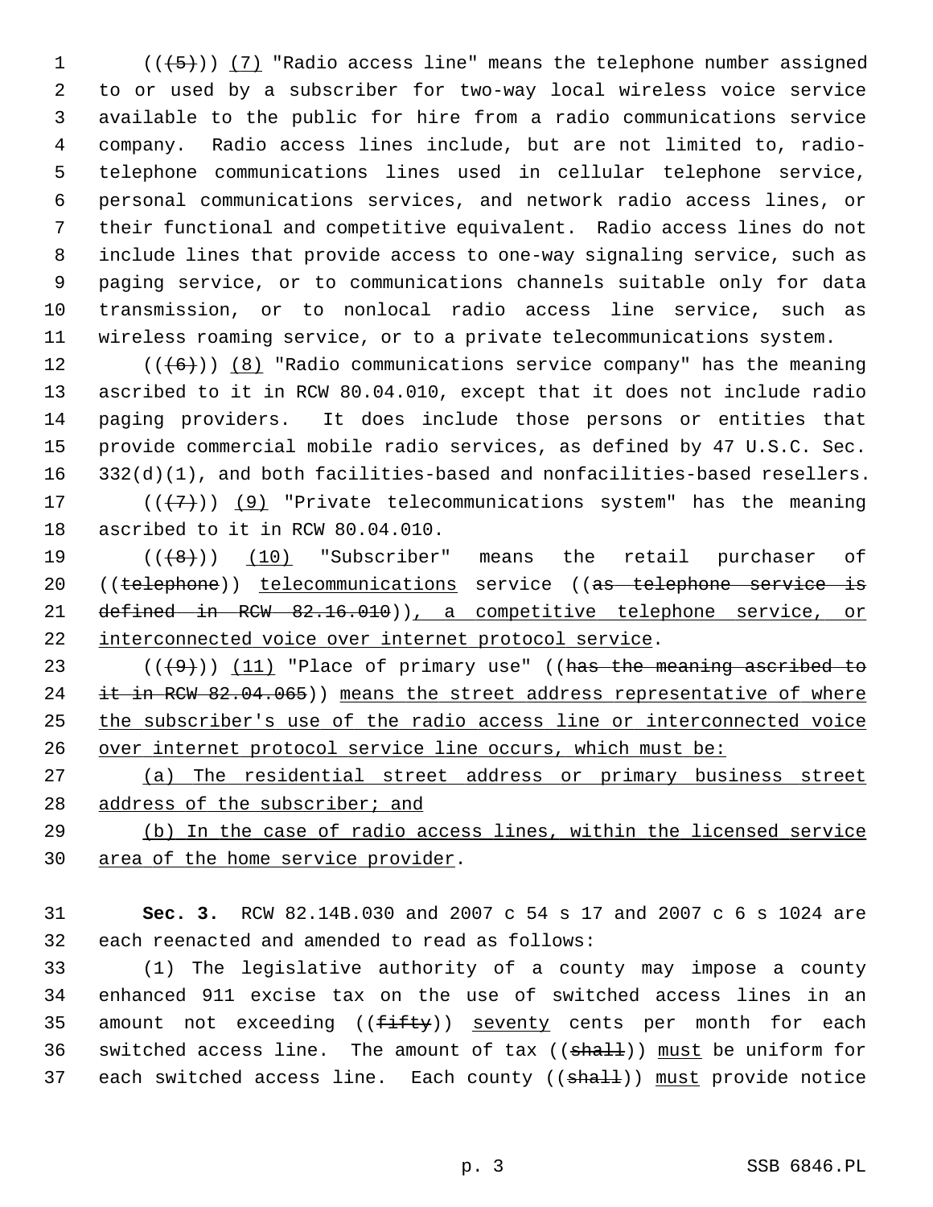(((5))) (7) "Radio access line" means the telephone number assigned to or used by a subscriber for two-way local wireless voice service available to the public for hire from a radio communications service company. Radio access lines include, but are not limited to, radio-telephone communications lines used in cellular telephone service, personal communications services, and network radio access lines, or their functional and competitive equivalent. Radio access lines do not include lines that provide access to one-way signaling service, such as paging service, or to communications channels suitable only for data transmission, or to nonlocal radio access line service, such as wireless roaming service, or to a private telecommunications system.

(((6))) (8) "Radio communications service company" has the meaning ascribed to it in RCW 80.04.010, except that it does not include radio paging providers. It does include those persons or entities that provide commercial mobile radio services, as defined by 47 U.S.C. Sec. 332(d)(1), and both facilities-based and nonfacilities-based resellers.

(((7))) (9) "Private telecommunications system" has the meaning ascribed to it in RCW 80.04.010.

(((8))) (10) "Subscriber" means the retail purchaser of ((telephone)) telecommunications service ((as telephone service is defined in RCW 82.16.010)), a competitive telephone service, or interconnected voice over internet protocol service.

(((9))) (11) "Place of primary use" ((has the meaning ascribed to it in RCW 82.04.065)) means the street address representative of where the subscriber's use of the radio access line or interconnected voice over internet protocol service line occurs, which must be:

(a) The residential street address or primary business street address of the subscriber; and

(b) In the case of radio access lines, within the licensed service area of the home service provider.

**Sec. 3.** RCW 82.14B.030 and 2007 c 54 s 17 and 2007 c 6 s 1024 are each reenacted and amended to read as follows:

(1) The legislative authority of a county may impose a county enhanced 911 excise tax on the use of switched access lines in an amount not exceeding ((fifty)) seventy cents per month for each switched access line. The amount of tax ((shall)) must be uniform for each switched access line. Each county ((shall)) must provide notice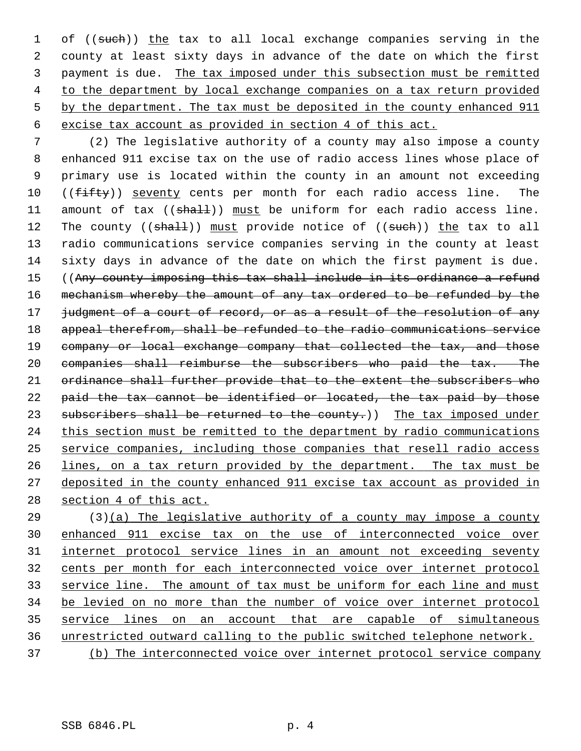of ((~~such~~)) <u>the</u> tax to all local exchange companies serving in the county at least sixty days in advance of the date on which the first payment is due. <u>The tax imposed under this subsection must be remitted to the department by local exchange companies on a tax return provided by the department. The tax must be deposited in the county enhanced 911 excise tax account as provided in section 4 of this act.</u>

(2) The legislative authority of a county may also impose a county enhanced 911 excise tax on the use of radio access lines whose place of primary use is located within the county in an amount not exceeding ((~~fifty~~)) <u>seventy</u> cents per month for each radio access line. The amount of tax ((~~shall~~)) <u>must</u> be uniform for each radio access line. The county ((~~shall~~)) <u>must</u> provide notice of ((~~such~~)) <u>the</u> tax to all radio communications service companies serving in the county at least sixty days in advance of the date on which the first payment is due. ((~~Any county imposing this tax shall include in its ordinance a refund mechanism whereby the amount of any tax ordered to be refunded by the judgment of a court of record, or as a result of the resolution of any appeal therefrom, shall be refunded to the radio communications service company or local exchange company that collected the tax, and those companies shall reimburse the subscribers who paid the tax. The ordinance shall further provide that to the extent the subscribers who paid the tax cannot be identified or located, the tax paid by those subscribers shall be returned to the county.~~)) <u>The tax imposed under this section must be remitted to the department by radio communications service companies, including those companies that resell radio access lines, on a tax return provided by the department. The tax must be deposited in the county enhanced 911 excise tax account as provided in section 4 of this act.</u>

(3)<u>(a) The legislative authority of a county may impose a county enhanced 911 excise tax on the use of interconnected voice over internet protocol service lines in an amount not exceeding seventy cents per month for each interconnected voice over internet protocol service line. The amount of tax must be uniform for each line and must be levied on no more than the number of voice over internet protocol service lines on an account that are capable of simultaneous unrestricted outward calling to the public switched telephone network.</u>

<u>(b) The interconnected voice over internet protocol service company</u>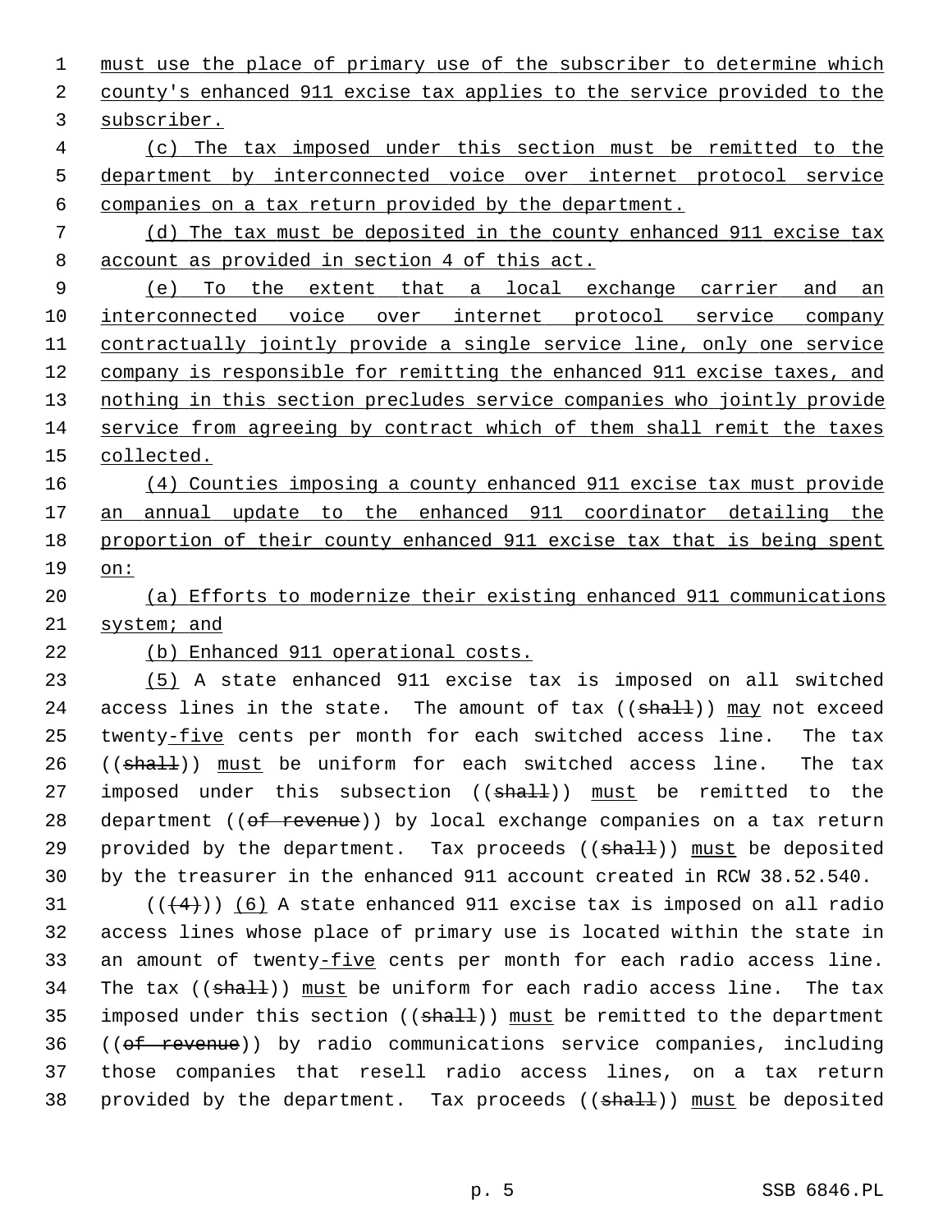must use the place of primary use of the subscriber to determine which county's enhanced 911 excise tax applies to the service provided to the subscriber.

(c) The tax imposed under this section must be remitted to the department by interconnected voice over internet protocol service companies on a tax return provided by the department.

(d) The tax must be deposited in the county enhanced 911 excise tax account as provided in section 4 of this act.

(e) To the extent that a local exchange carrier and an interconnected voice over internet protocol service company contractually jointly provide a single service line, only one service company is responsible for remitting the enhanced 911 excise taxes, and nothing in this section precludes service companies who jointly provide service from agreeing by contract which of them shall remit the taxes collected.

(4) Counties imposing a county enhanced 911 excise tax must provide an annual update to the enhanced 911 coordinator detailing the proportion of their county enhanced 911 excise tax that is being spent on:

(a) Efforts to modernize their existing enhanced 911 communications system; and

(b) Enhanced 911 operational costs.

(5) A state enhanced 911 excise tax is imposed on all switched access lines in the state. The amount of tax ((shall)) may not exceed twenty-five cents per month for each switched access line. The tax ((shall)) must be uniform for each switched access line. The tax imposed under this subsection ((shall)) must be remitted to the department ((of revenue)) by local exchange companies on a tax return provided by the department. Tax proceeds ((shall)) must be deposited by the treasurer in the enhanced 911 account created in RCW 38.52.540.

(((4))) (6) A state enhanced 911 excise tax is imposed on all radio access lines whose place of primary use is located within the state in an amount of twenty-five cents per month for each radio access line. The tax ((shall)) must be uniform for each radio access line. The tax imposed under this section ((shall)) must be remitted to the department ((of revenue)) by radio communications service companies, including those companies that resell radio access lines, on a tax return provided by the department. Tax proceeds ((shall)) must be deposited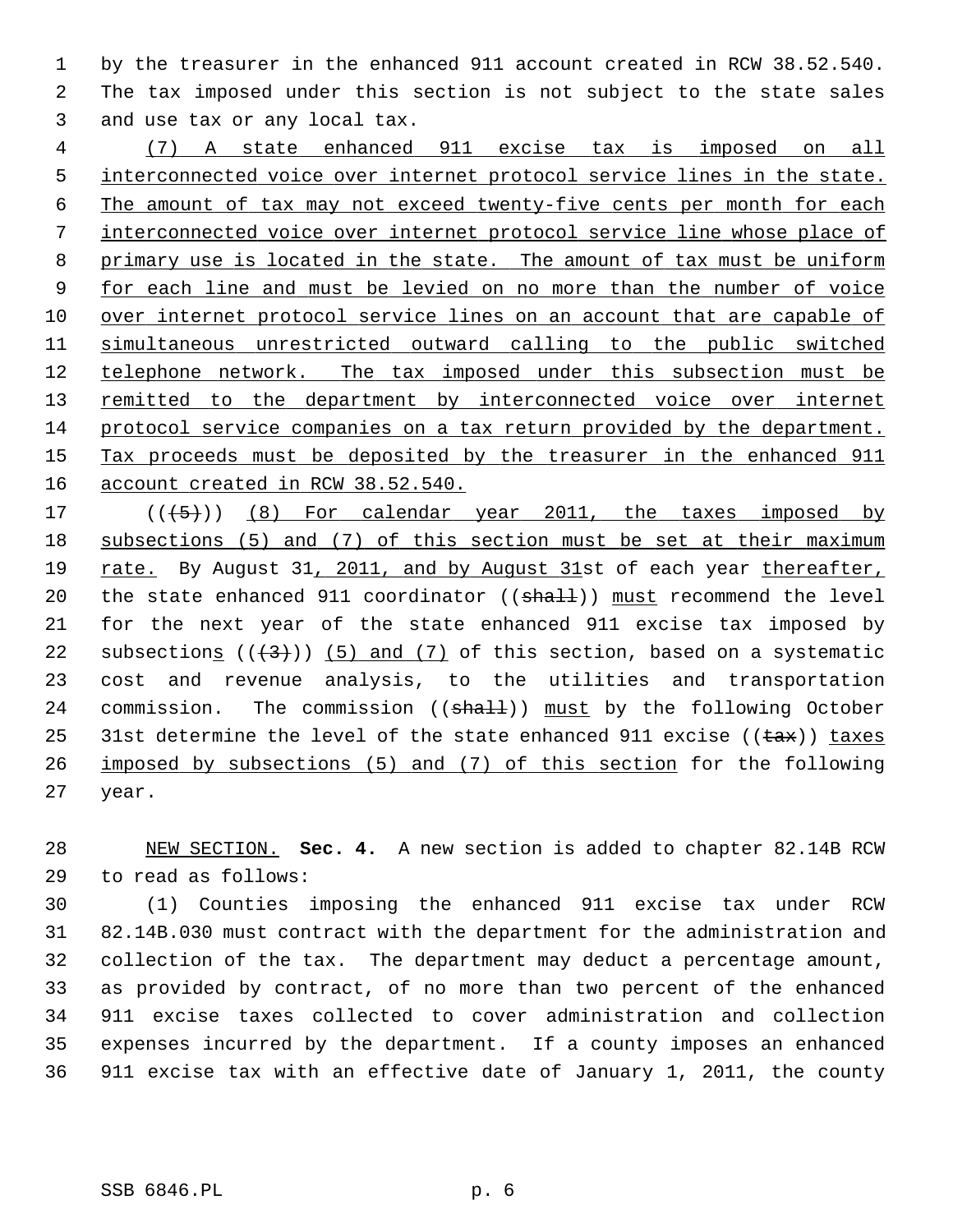by the treasurer in the enhanced 911 account created in RCW 38.52.540. The tax imposed under this section is not subject to the state sales and use tax or any local tax.

(7) A state enhanced 911 excise tax is imposed on all interconnected voice over internet protocol service lines in the state. The amount of tax may not exceed twenty-five cents per month for each interconnected voice over internet protocol service line whose place of primary use is located in the state. The amount of tax must be uniform for each line and must be levied on no more than the number of voice over internet protocol service lines on an account that are capable of simultaneous unrestricted outward calling to the public switched telephone network. The tax imposed under this subsection must be remitted to the department by interconnected voice over internet protocol service companies on a tax return provided by the department. Tax proceeds must be deposited by the treasurer in the enhanced 911 account created in RCW 38.52.540.

(((5))) (8) For calendar year 2011, the taxes imposed by subsections (5) and (7) of this section must be set at their maximum rate. By August 31, 2011, and by August 31st of each year thereafter, the state enhanced 911 coordinator ((shall)) must recommend the level for the next year of the state enhanced 911 excise tax imposed by subsections (((3))) (5) and (7) of this section, based on a systematic cost and revenue analysis, to the utilities and transportation commission. The commission ((shall)) must by the following October 31st determine the level of the state enhanced 911 excise ((tax)) taxes imposed by subsections (5) and (7) of this section for the following year.

NEW SECTION. **Sec. 4.** A new section is added to chapter 82.14B RCW to read as follows:

(1) Counties imposing the enhanced 911 excise tax under RCW 82.14B.030 must contract with the department for the administration and collection of the tax. The department may deduct a percentage amount, as provided by contract, of no more than two percent of the enhanced 911 excise taxes collected to cover administration and collection expenses incurred by the department. If a county imposes an enhanced 911 excise tax with an effective date of January 1, 2011, the county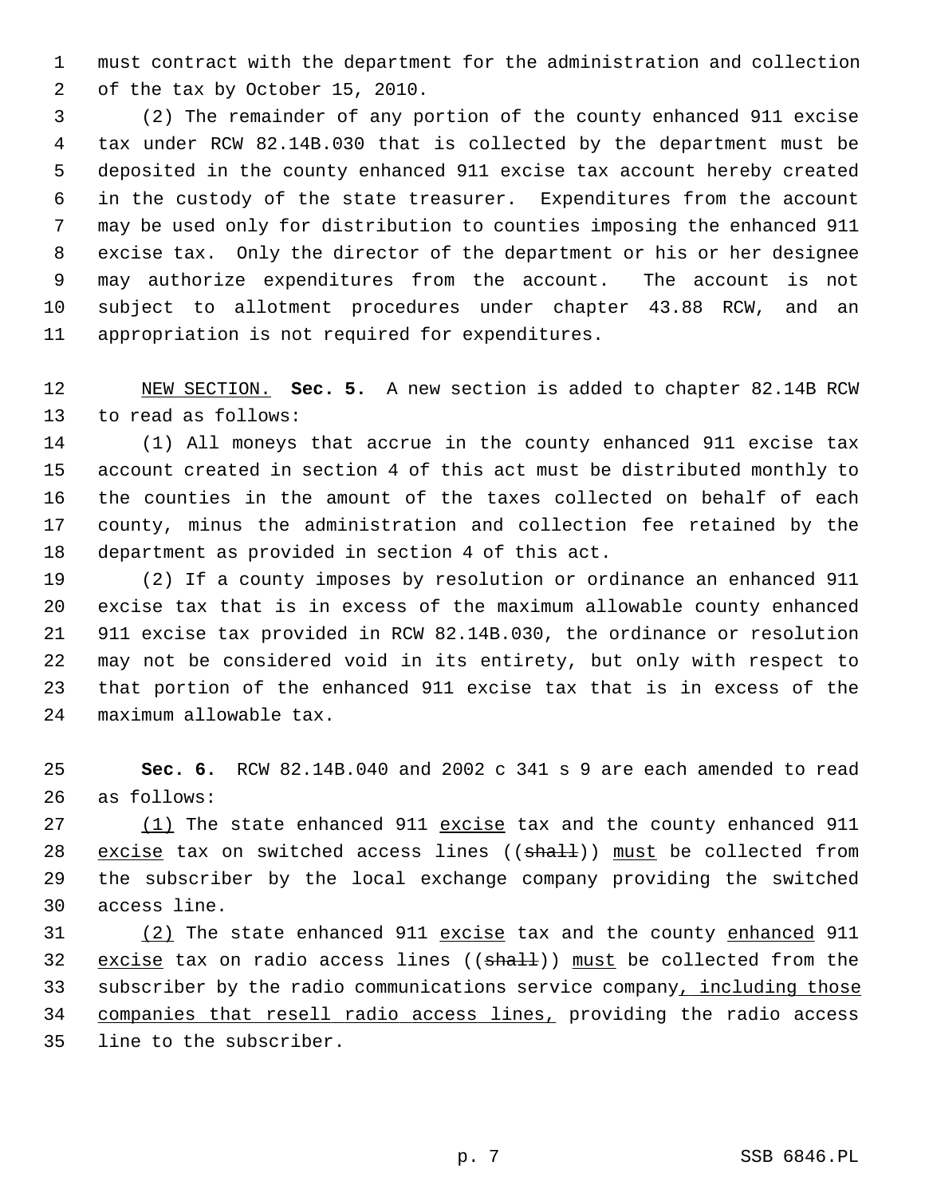must contract with the department for the administration and collection of the tax by October 15, 2010.

(2) The remainder of any portion of the county enhanced 911 excise tax under RCW 82.14B.030 that is collected by the department must be deposited in the county enhanced 911 excise tax account hereby created in the custody of the state treasurer. Expenditures from the account may be used only for distribution to counties imposing the enhanced 911 excise tax. Only the director of the department or his or her designee may authorize expenditures from the account. The account is not subject to allotment procedures under chapter 43.88 RCW, and an appropriation is not required for expenditures.

NEW SECTION. **Sec. 5.** A new section is added to chapter 82.14B RCW to read as follows:

(1) All moneys that accrue in the county enhanced 911 excise tax account created in section 4 of this act must be distributed monthly to the counties in the amount of the taxes collected on behalf of each county, minus the administration and collection fee retained by the department as provided in section 4 of this act.

(2) If a county imposes by resolution or ordinance an enhanced 911 excise tax that is in excess of the maximum allowable county enhanced 911 excise tax provided in RCW 82.14B.030, the ordinance or resolution may not be considered void in its entirety, but only with respect to that portion of the enhanced 911 excise tax that is in excess of the maximum allowable tax.

**Sec. 6.** RCW 82.14B.040 and 2002 c 341 s 9 are each amended to read as follows:

(1) The state enhanced 911 excise tax and the county enhanced 911 excise tax on switched access lines ((~~shall~~)) must be collected from the subscriber by the local exchange company providing the switched access line.

(2) The state enhanced 911 excise tax and the county enhanced 911 excise tax on radio access lines ((~~shall~~)) must be collected from the subscriber by the radio communications service company, including those companies that resell radio access lines, providing the radio access line to the subscriber.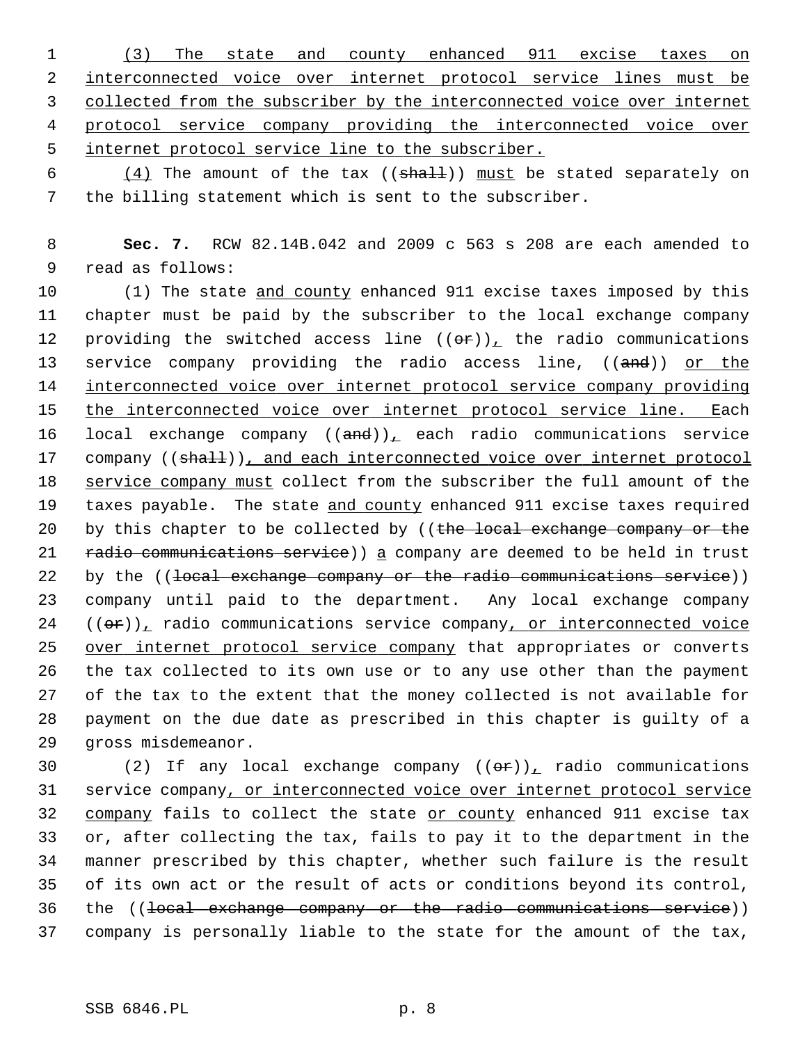(3) The state and county enhanced 911 excise taxes on interconnected voice over internet protocol service lines must be collected from the subscriber by the interconnected voice over internet protocol service company providing the interconnected voice over internet protocol service line to the subscriber.

(4) The amount of the tax ((~~shall~~)) must be stated separately on the billing statement which is sent to the subscriber.

**Sec. 7.** RCW 82.14B.042 and 2009 c 563 s 208 are each amended to read as follows:

(1) The state and county enhanced 911 excise taxes imposed by this chapter must be paid by the subscriber to the local exchange company providing the switched access line ((~~or~~)), the radio communications service company providing the radio access line, ((~~and~~)) or the interconnected voice over internet protocol service company providing the interconnected voice over internet protocol service line. Each local exchange company ((~~and~~)), each radio communications service company ((~~shall~~)), and each interconnected voice over internet protocol service company must collect from the subscriber the full amount of the taxes payable. The state and county enhanced 911 excise taxes required by this chapter to be collected by ((~~the local exchange company or the radio communications service~~)) a company are deemed to be held in trust by the ((~~local exchange company or the radio communications service~~)) company until paid to the department. Any local exchange company ((~~or~~)), radio communications service company, or interconnected voice over internet protocol service company that appropriates or converts the tax collected to its own use or to any use other than the payment of the tax to the extent that the money collected is not available for payment on the due date as prescribed in this chapter is guilty of a gross misdemeanor.

(2) If any local exchange company ((~~or~~)), radio communications service company, or interconnected voice over internet protocol service company fails to collect the state or county enhanced 911 excise tax or, after collecting the tax, fails to pay it to the department in the manner prescribed by this chapter, whether such failure is the result of its own act or the result of acts or conditions beyond its control, the ((~~local exchange company or the radio communications service~~)) company is personally liable to the state for the amount of the tax,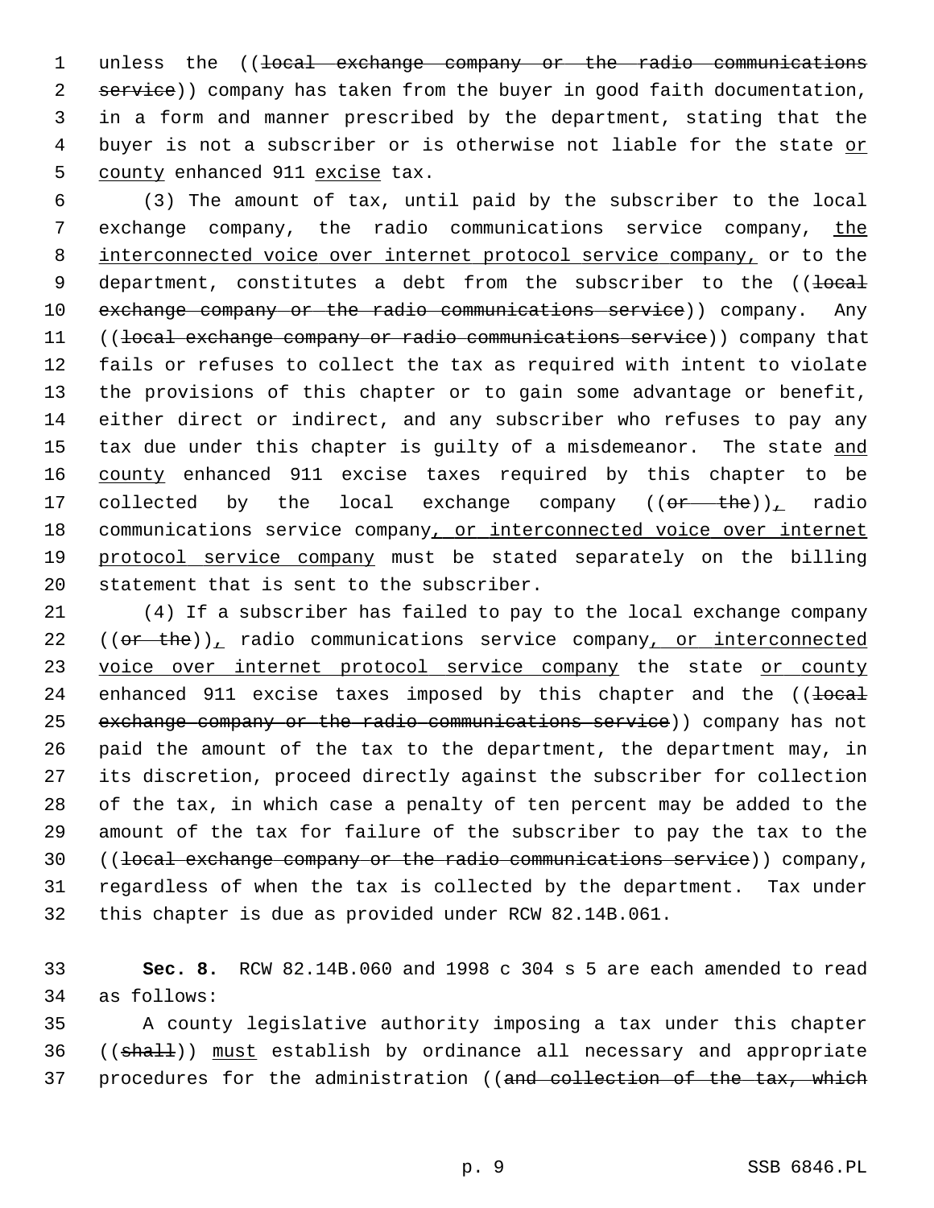unless the ((~~local exchange company or the radio communications service~~)) company has taken from the buyer in good faith documentation, in a form and manner prescribed by the department, stating that the buyer is not a subscriber or is otherwise not liable for the state <u>or county</u> enhanced 911 <u>excise</u> tax.

(3) The amount of tax, until paid by the subscriber to the local exchange company, the radio communications service company, <u>the interconnected voice over internet protocol service company,</u> or to the department, constitutes a debt from the subscriber to the ((~~local exchange company or the radio communications service~~)) company. Any ((~~local exchange company or radio communications service~~)) company that fails or refuses to collect the tax as required with intent to violate the provisions of this chapter or to gain some advantage or benefit, either direct or indirect, and any subscriber who refuses to pay any tax due under this chapter is guilty of a misdemeanor. The state <u>and county</u> enhanced 911 excise taxes required by this chapter to be collected by the local exchange company ((~~or the~~))<u>,</u> radio communications service company<u>, or interconnected voice over internet protocol service company</u> must be stated separately on the billing statement that is sent to the subscriber.

(4) If a subscriber has failed to pay to the local exchange company ((~~or the~~))<u>,</u> radio communications service company<u>, or interconnected voice over internet protocol service company</u> the state <u>or county</u> enhanced 911 excise taxes imposed by this chapter and the ((~~local exchange company or the radio communications service~~)) company has not paid the amount of the tax to the department, the department may, in its discretion, proceed directly against the subscriber for collection of the tax, in which case a penalty of ten percent may be added to the amount of the tax for failure of the subscriber to pay the tax to the ((~~local exchange company or the radio communications service~~)) company, regardless of when the tax is collected by the department. Tax under this chapter is due as provided under RCW 82.14B.061.

**Sec. 8.** RCW 82.14B.060 and 1998 c 304 s 5 are each amended to read as follows:

A county legislative authority imposing a tax under this chapter ((~~shall~~)) <u>must</u> establish by ordinance all necessary and appropriate procedures for the administration ((~~and collection of the tax, which~~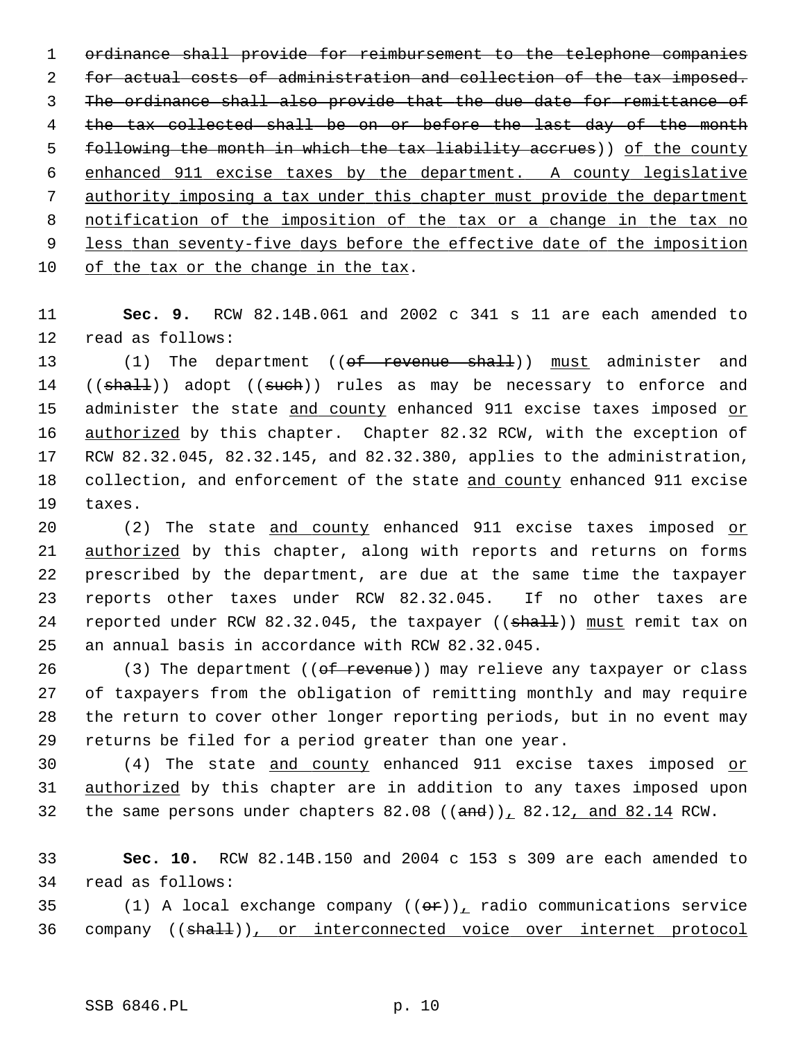~~ordinance shall provide for reimbursement to the telephone companies for actual costs of administration and collection of the tax imposed. The ordinance shall also provide that the due date for remittance of the tax collected shall be on or before the last day of the month following the month in which the tax liability accrues~~)) <u>of the county enhanced 911 excise taxes by the department. A county legislative authority imposing a tax under this chapter must provide the department notification of the imposition of the tax or a change in the tax no less than seventy-five days before the effective date of the imposition of the tax or the change in the tax</u>.

**Sec. 9.** RCW 82.14B.061 and 2002 c 341 s 11 are each amended to read as follows:

(1) The department ((~~of revenue shall~~)) <u>must</u> administer and ((~~shall~~)) adopt ((~~such~~)) rules as may be necessary to enforce and administer the state <u>and county</u> enhanced 911 excise taxes imposed <u>or authorized</u> by this chapter. Chapter 82.32 RCW, with the exception of RCW 82.32.045, 82.32.145, and 82.32.380, applies to the administration, collection, and enforcement of the state <u>and county</u> enhanced 911 excise taxes.

(2) The state <u>and county</u> enhanced 911 excise taxes imposed <u>or authorized</u> by this chapter, along with reports and returns on forms prescribed by the department, are due at the same time the taxpayer reports other taxes under RCW 82.32.045. If no other taxes are reported under RCW 82.32.045, the taxpayer ((~~shall~~)) <u>must</u> remit tax on an annual basis in accordance with RCW 82.32.045.

(3) The department ((~~of revenue~~)) may relieve any taxpayer or class of taxpayers from the obligation of remitting monthly and may require the return to cover other longer reporting periods, but in no event may returns be filed for a period greater than one year.

(4) The state <u>and county</u> enhanced 911 excise taxes imposed <u>or authorized</u> by this chapter are in addition to any taxes imposed upon the same persons under chapters 82.08 ((~~and~~))<u>,</u> 82.12<u>, and 82.14</u> RCW.

**Sec. 10.** RCW 82.14B.150 and 2004 c 153 s 309 are each amended to read as follows:

(1) A local exchange company ((~~or~~))<u>,</u> radio communications service company ((~~shall~~))<u>, or interconnected voice over internet protocol</u>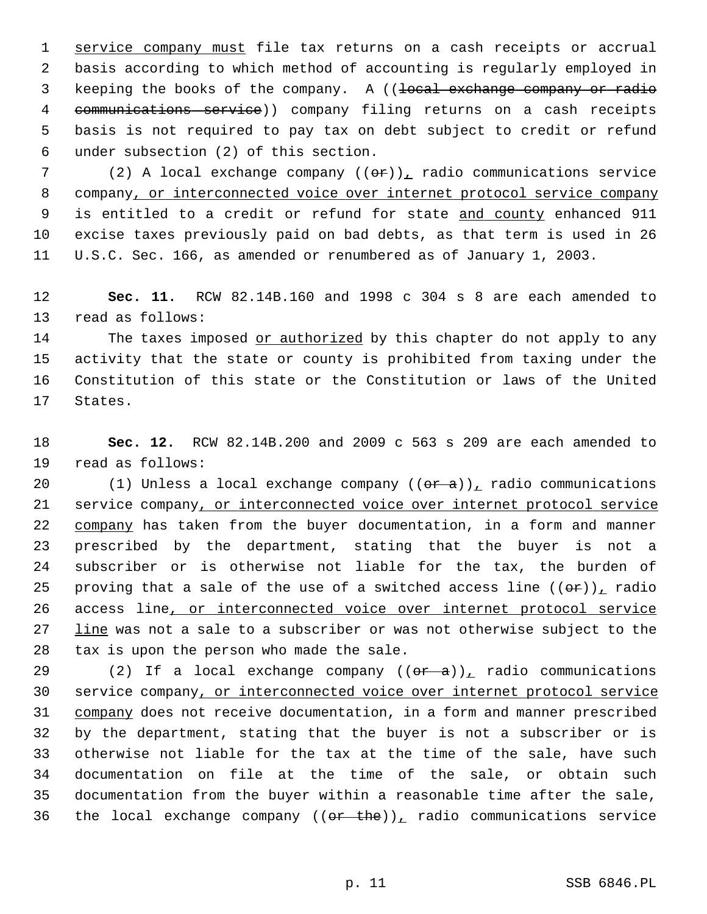service company must file tax returns on a cash receipts or accrual basis according to which method of accounting is regularly employed in keeping the books of the company. A ((~~local exchange company or radio communications service~~)) company filing returns on a cash receipts basis is not required to pay tax on debt subject to credit or refund under subsection (2) of this section.

(2) A local exchange company ((~~or~~)), radio communications service company, or interconnected voice over internet protocol service company is entitled to a credit or refund for state and county enhanced 911 excise taxes previously paid on bad debts, as that term is used in 26 U.S.C. Sec. 166, as amended or renumbered as of January 1, 2003.

**Sec. 11.** RCW 82.14B.160 and 1998 c 304 s 8 are each amended to read as follows:

The taxes imposed or authorized by this chapter do not apply to any activity that the state or county is prohibited from taxing under the Constitution of this state or the Constitution or laws of the United States.

**Sec. 12.** RCW 82.14B.200 and 2009 c 563 s 209 are each amended to read as follows:

(1) Unless a local exchange company ((~~or a~~)), radio communications service company, or interconnected voice over internet protocol service company has taken from the buyer documentation, in a form and manner prescribed by the department, stating that the buyer is not a subscriber or is otherwise not liable for the tax, the burden of proving that a sale of the use of a switched access line ((~~or~~)), radio access line, or interconnected voice over internet protocol service line was not a sale to a subscriber or was not otherwise subject to the tax is upon the person who made the sale.

(2) If a local exchange company ((~~or a~~)), radio communications service company, or interconnected voice over internet protocol service company does not receive documentation, in a form and manner prescribed by the department, stating that the buyer is not a subscriber or is otherwise not liable for the tax at the time of the sale, have such documentation on file at the time of the sale, or obtain such documentation from the buyer within a reasonable time after the sale, the local exchange company ((~~or the~~)), radio communications service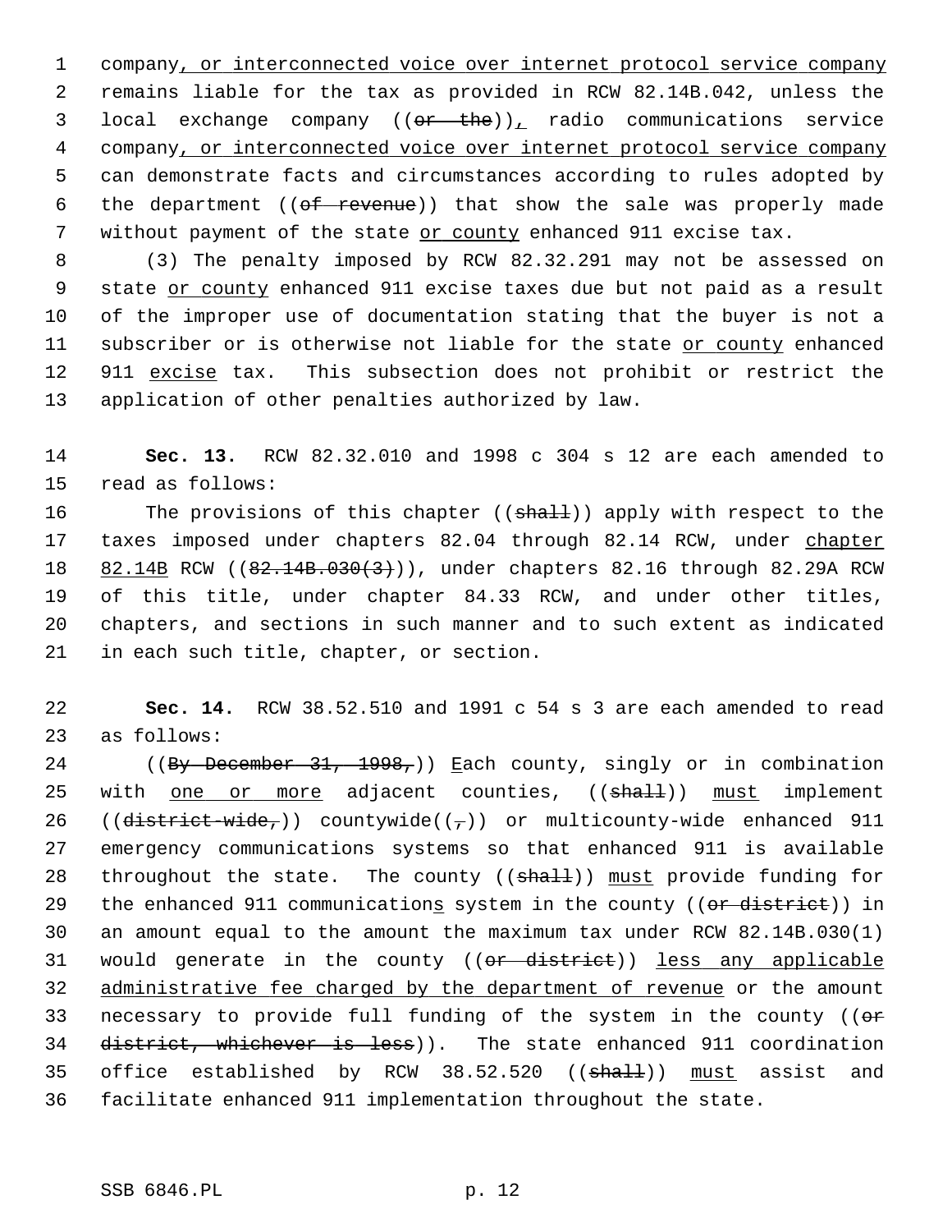company, or interconnected voice over internet protocol service company remains liable for the tax as provided in RCW 82.14B.042, unless the local exchange company ((~~or the~~)), radio communications service company, or interconnected voice over internet protocol service company can demonstrate facts and circumstances according to rules adopted by the department ((~~of revenue~~)) that show the sale was properly made without payment of the state or county enhanced 911 excise tax.

(3) The penalty imposed by RCW 82.32.291 may not be assessed on state or county enhanced 911 excise taxes due but not paid as a result of the improper use of documentation stating that the buyer is not a subscriber or is otherwise not liable for the state or county enhanced 911 excise tax. This subsection does not prohibit or restrict the application of other penalties authorized by law.

**Sec. 13.** RCW 82.32.010 and 1998 c 304 s 12 are each amended to read as follows:

The provisions of this chapter ((~~shall~~)) apply with respect to the taxes imposed under chapters 82.04 through 82.14 RCW, under chapter 82.14B RCW ((~~82.14B.030(3)~~)), under chapters 82.16 through 82.29A RCW of this title, under chapter 84.33 RCW, and under other titles, chapters, and sections in such manner and to such extent as indicated in each such title, chapter, or section.

**Sec. 14.** RCW 38.52.510 and 1991 c 54 s 3 are each amended to read as follows:

((~~By December 31, 1998,~~)) Each county, singly or in combination with one or more adjacent counties, ((~~shall~~)) must implement ((~~district-wide,~~)) countywide((~~,~~)) or multicounty-wide enhanced 911 emergency communications systems so that enhanced 911 is available throughout the state. The county ((~~shall~~)) must provide funding for the enhanced 911 communications system in the county ((~~or district~~)) in an amount equal to the amount the maximum tax under RCW 82.14B.030(1) would generate in the county ((~~or district~~)) less any applicable administrative fee charged by the department of revenue or the amount necessary to provide full funding of the system in the county ((~~or district, whichever is less~~)). The state enhanced 911 coordination office established by RCW 38.52.520 ((~~shall~~)) must assist and facilitate enhanced 911 implementation throughout the state.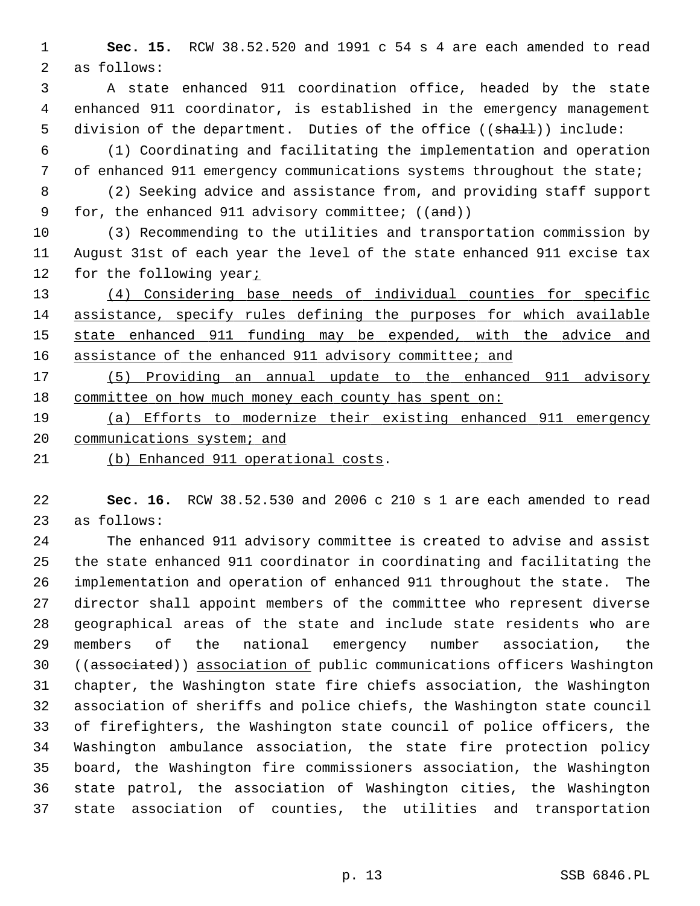**Sec. 15.** RCW 38.52.520 and 1991 c 54 s 4 are each amended to read as follows:

A state enhanced 911 coordination office, headed by the state enhanced 911 coordinator, is established in the emergency management division of the department. Duties of the office ((~~shall~~)) include:

(1) Coordinating and facilitating the implementation and operation of enhanced 911 emergency communications systems throughout the state;

(2) Seeking advice and assistance from, and providing staff support for, the enhanced 911 advisory committee; ((~~and~~))

(3) Recommending to the utilities and transportation commission by August 31st of each year the level of the state enhanced 911 excise tax for the following year<u>;</u>

<u>(4) Considering base needs of individual counties for specific assistance, specify rules defining the purposes for which available state enhanced 911 funding may be expended, with the advice and assistance of the enhanced 911 advisory committee; and</u>

<u>(5) Providing an annual update to the enhanced 911 advisory committee on how much money each county has spent on:</u>

<u>(a) Efforts to modernize their existing enhanced 911 emergency communications system; and</u>

<u>(b) Enhanced 911 operational costs</u>.

**Sec. 16.** RCW 38.52.530 and 2006 c 210 s 1 are each amended to read as follows:

The enhanced 911 advisory committee is created to advise and assist the state enhanced 911 coordinator in coordinating and facilitating the implementation and operation of enhanced 911 throughout the state. The director shall appoint members of the committee who represent diverse geographical areas of the state and include state residents who are members of the national emergency number association, the ((~~associated~~)) <u>association of</u> public communications officers Washington chapter, the Washington state fire chiefs association, the Washington association of sheriffs and police chiefs, the Washington state council of firefighters, the Washington state council of police officers, the Washington ambulance association, the state fire protection policy board, the Washington fire commissioners association, the Washington state patrol, the association of Washington cities, the Washington state association of counties, the utilities and transportation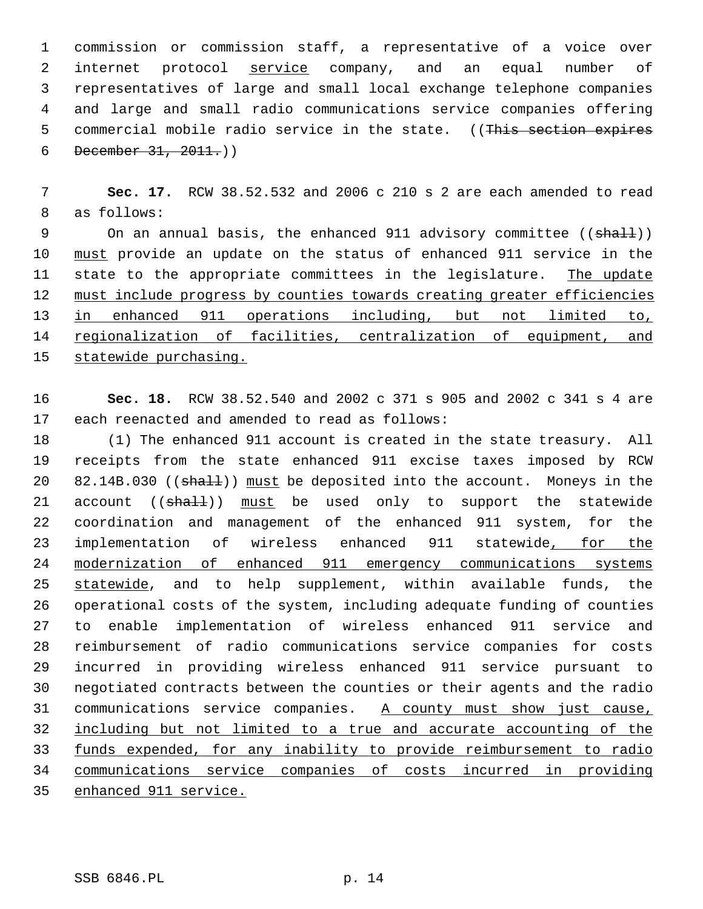commission or commission staff, a representative of a voice over internet protocol <u>service</u> company, and an equal number of representatives of large and small local exchange telephone companies and large and small radio communications service companies offering commercial mobile radio service in the state. ((~~This section expires December 31, 2011.~~))

**Sec. 17.** RCW 38.52.532 and 2006 c 210 s 2 are each amended to read as follows:

On an annual basis, the enhanced 911 advisory committee ((~~shall~~)) <u>must</u> provide an update on the status of enhanced 911 service in the state to the appropriate committees in the legislature. <u>The update must include progress by counties towards creating greater efficiencies in enhanced 911 operations including, but not limited to, regionalization of facilities, centralization of equipment, and statewide purchasing.</u>

**Sec. 18.** RCW 38.52.540 and 2002 c 371 s 905 and 2002 c 341 s 4 are each reenacted and amended to read as follows:

(1) The enhanced 911 account is created in the state treasury. All receipts from the state enhanced 911 excise taxes imposed by RCW 82.14B.030 ((~~shall~~)) <u>must</u> be deposited into the account. Moneys in the account ((~~shall~~)) <u>must</u> be used only to support the statewide coordination and management of the enhanced 911 system, for the implementation of wireless enhanced 911 statewide<u>, for the modernization of enhanced 911 emergency communications systems statewide</u>, and to help supplement, within available funds, the operational costs of the system, including adequate funding of counties to enable implementation of wireless enhanced 911 service and reimbursement of radio communications service companies for costs incurred in providing wireless enhanced 911 service pursuant to negotiated contracts between the counties or their agents and the radio communications service companies. <u>A county must show just cause, including but not limited to a true and accurate accounting of the funds expended, for any inability to provide reimbursement to radio communications service companies of costs incurred in providing enhanced 911 service.</u>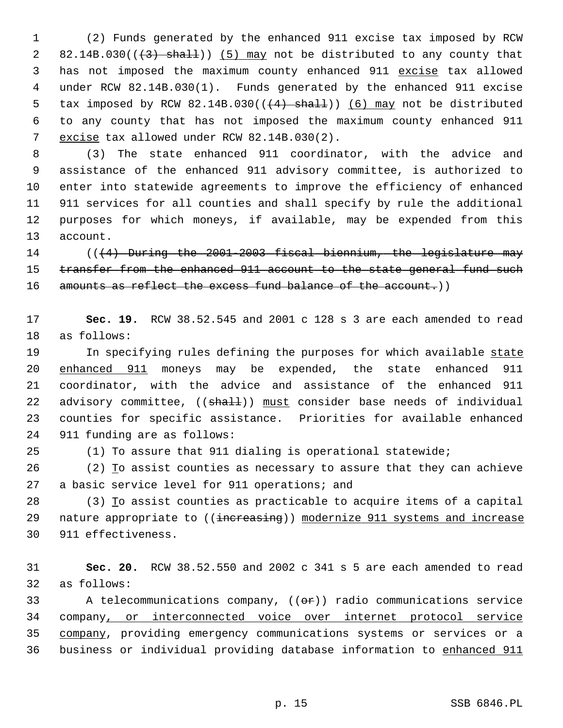(2) Funds generated by the enhanced 911 excise tax imposed by RCW 82.14B.030((~~(3) shall~~)) <u>(5) may</u> not be distributed to any county that has not imposed the maximum county enhanced 911 <u>excise</u> tax allowed under RCW 82.14B.030(1). Funds generated by the enhanced 911 excise tax imposed by RCW 82.14B.030((~~(4) shall~~)) <u>(6) may</u> not be distributed to any county that has not imposed the maximum county enhanced 911 <u>excise</u> tax allowed under RCW 82.14B.030(2).

(3) The state enhanced 911 coordinator, with the advice and assistance of the enhanced 911 advisory committee, is authorized to enter into statewide agreements to improve the efficiency of enhanced 911 services for all counties and shall specify by rule the additional purposes for which moneys, if available, may be expended from this account.

((~~(4) During the 2001-2003 fiscal biennium, the legislature may transfer from the enhanced 911 account to the state general fund such amounts as reflect the excess fund balance of the account.~~))

**Sec. 19.** RCW 38.52.545 and 2001 c 128 s 3 are each amended to read as follows:

In specifying rules defining the purposes for which available <u>state enhanced 911</u> moneys may be expended, the state enhanced 911 coordinator, with the advice and assistance of the enhanced 911 advisory committee, ((~~shall~~)) <u>must</u> consider base needs of individual counties for specific assistance. Priorities for available enhanced 911 funding are as follows:

(1) To assure that 911 dialing is operational statewide;

(2) <u>T</u>o assist counties as necessary to assure that they can achieve a basic service level for 911 operations; and

(3) <u>T</u>o assist counties as practicable to acquire items of a capital nature appropriate to ((~~increasing~~)) <u>modernize 911 systems and increase</u> 911 effectiveness.

**Sec. 20.** RCW 38.52.550 and 2002 c 341 s 5 are each amended to read as follows:

A telecommunications company, ((~~or~~)) radio communications service company<u>, or interconnected voice over internet protocol service company</u>, providing emergency communications systems or services or a business or individual providing database information to <u>enhanced 911</u>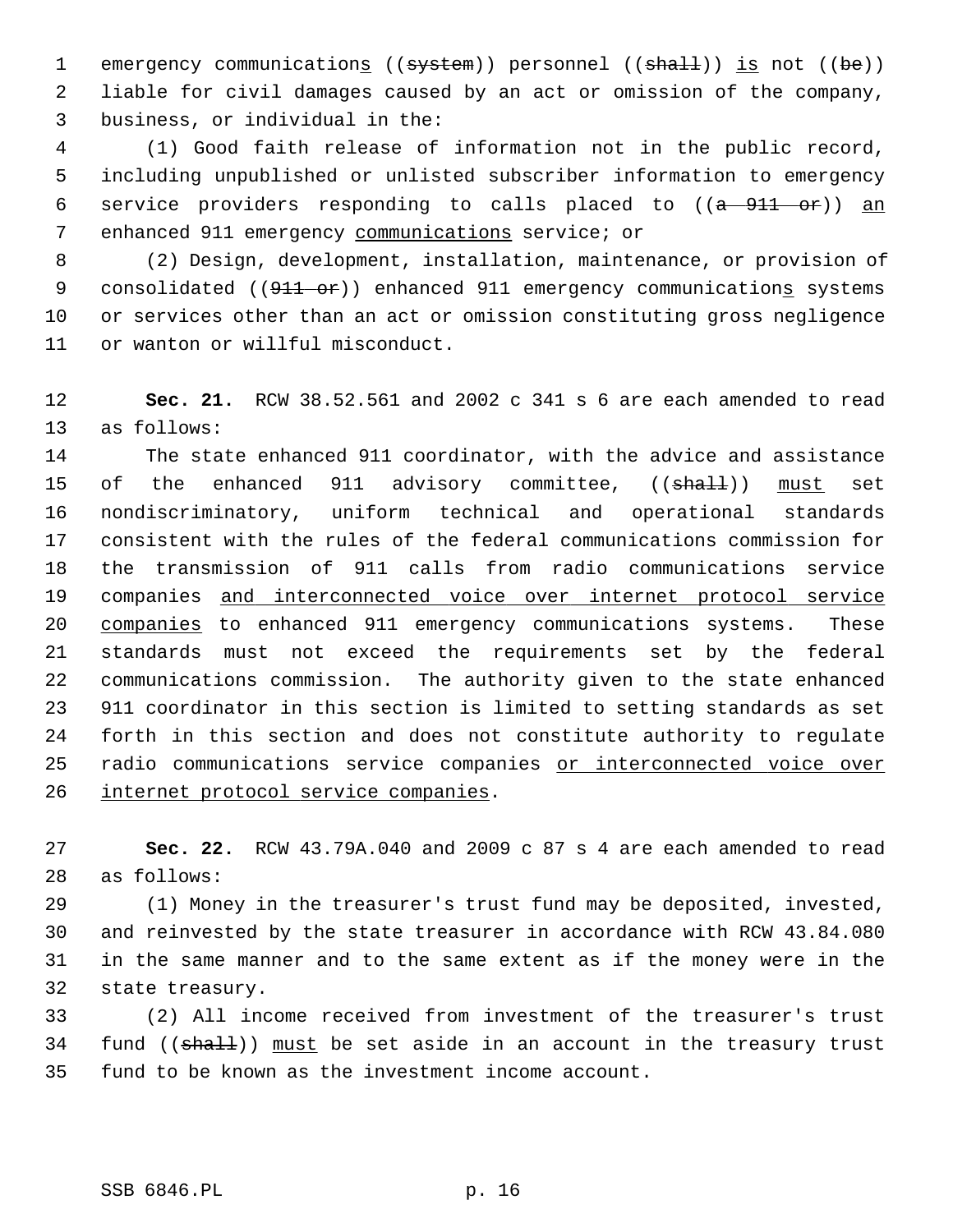emergency communications ((~~system~~)) personnel ((~~shall~~)) is not ((~~be~~)) liable for civil damages caused by an act or omission of the company, business, or individual in the:

(1) Good faith release of information not in the public record, including unpublished or unlisted subscriber information to emergency service providers responding to calls placed to ((~~a 911 or~~)) an enhanced 911 emergency communications service; or

(2) Design, development, installation, maintenance, or provision of consolidated ((~~911 or~~)) enhanced 911 emergency communications systems or services other than an act or omission constituting gross negligence or wanton or willful misconduct.

**Sec. 21.** RCW 38.52.561 and 2002 c 341 s 6 are each amended to read as follows:

The state enhanced 911 coordinator, with the advice and assistance of the enhanced 911 advisory committee, ((~~shall~~)) must set nondiscriminatory, uniform technical and operational standards consistent with the rules of the federal communications commission for the transmission of 911 calls from radio communications service companies and interconnected voice over internet protocol service companies to enhanced 911 emergency communications systems. These standards must not exceed the requirements set by the federal communications commission. The authority given to the state enhanced 911 coordinator in this section is limited to setting standards as set forth in this section and does not constitute authority to regulate radio communications service companies or interconnected voice over internet protocol service companies.

**Sec. 22.** RCW 43.79A.040 and 2009 c 87 s 4 are each amended to read as follows:

(1) Money in the treasurer's trust fund may be deposited, invested, and reinvested by the state treasurer in accordance with RCW 43.84.080 in the same manner and to the same extent as if the money were in the state treasury.

(2) All income received from investment of the treasurer's trust fund ((~~shall~~)) must be set aside in an account in the treasury trust fund to be known as the investment income account.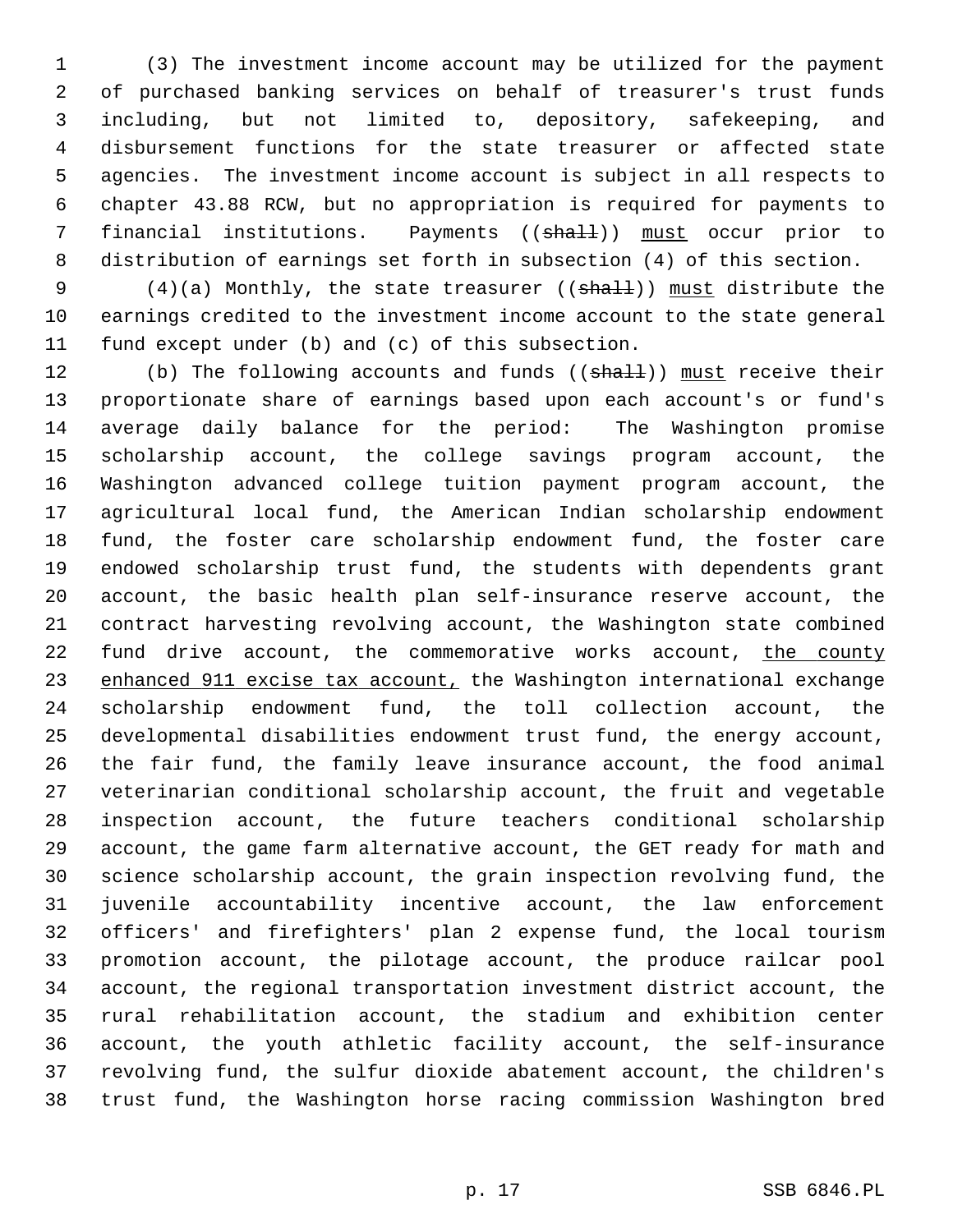(3) The investment income account may be utilized for the payment of purchased banking services on behalf of treasurer's trust funds including, but not limited to, depository, safekeeping, and disbursement functions for the state treasurer or affected state agencies. The investment income account is subject in all respects to chapter 43.88 RCW, but no appropriation is required for payments to financial institutions. Payments ((~~shall~~)) must occur prior to distribution of earnings set forth in subsection (4) of this section.

(4)(a) Monthly, the state treasurer ((~~shall~~)) must distribute the earnings credited to the investment income account to the state general fund except under (b) and (c) of this subsection.

(b) The following accounts and funds ((~~shall~~)) must receive their proportionate share of earnings based upon each account's or fund's average daily balance for the period: The Washington promise scholarship account, the college savings program account, the Washington advanced college tuition payment program account, the agricultural local fund, the American Indian scholarship endowment fund, the foster care scholarship endowment fund, the foster care endowed scholarship trust fund, the students with dependents grant account, the basic health plan self-insurance reserve account, the contract harvesting revolving account, the Washington state combined fund drive account, the commemorative works account, the county enhanced 911 excise tax account, the Washington international exchange scholarship endowment fund, the toll collection account, the developmental disabilities endowment trust fund, the energy account, the fair fund, the family leave insurance account, the food animal veterinarian conditional scholarship account, the fruit and vegetable inspection account, the future teachers conditional scholarship account, the game farm alternative account, the GET ready for math and science scholarship account, the grain inspection revolving fund, the juvenile accountability incentive account, the law enforcement officers' and firefighters' plan 2 expense fund, the local tourism promotion account, the pilotage account, the produce railcar pool account, the regional transportation investment district account, the rural rehabilitation account, the stadium and exhibition center account, the youth athletic facility account, the self-insurance revolving fund, the sulfur dioxide abatement account, the children's trust fund, the Washington horse racing commission Washington bred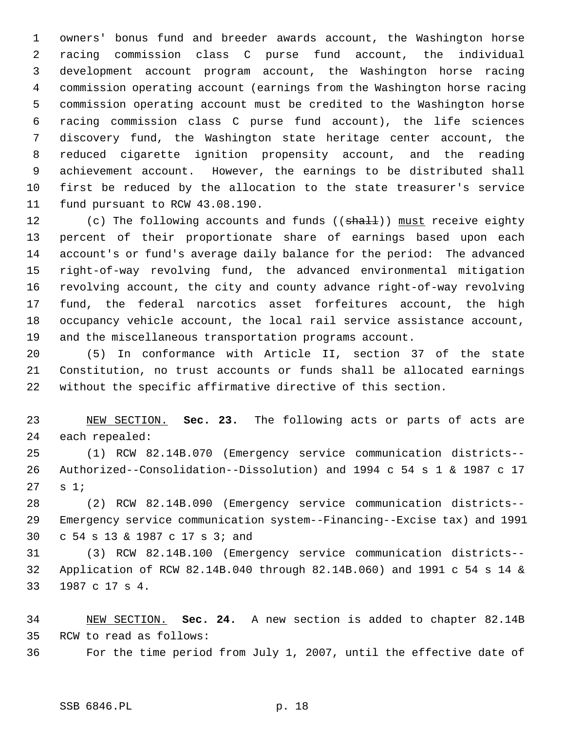owners' bonus fund and breeder awards account, the Washington horse racing commission class C purse fund account, the individual development account program account, the Washington horse racing commission operating account (earnings from the Washington horse racing commission operating account must be credited to the Washington horse racing commission class C purse fund account), the life sciences discovery fund, the Washington state heritage center account, the reduced cigarette ignition propensity account, and the reading achievement account. However, the earnings to be distributed shall first be reduced by the allocation to the state treasurer's service fund pursuant to RCW 43.08.190.

(c) The following accounts and funds ((~~shall~~)) <u>must</u> receive eighty percent of their proportionate share of earnings based upon each account's or fund's average daily balance for the period: The advanced right-of-way revolving fund, the advanced environmental mitigation revolving account, the city and county advance right-of-way revolving fund, the federal narcotics asset forfeitures account, the high occupancy vehicle account, the local rail service assistance account, and the miscellaneous transportation programs account.

(5) In conformance with Article II, section 37 of the state Constitution, no trust accounts or funds shall be allocated earnings without the specific affirmative directive of this section.

<u>NEW SECTION.</u> **Sec. 23.** The following acts or parts of acts are each repealed:

(1) RCW 82.14B.070 (Emergency service communication districts--Authorized--Consolidation--Dissolution) and 1994 c 54 s 1 & 1987 c 17 s 1;

(2) RCW 82.14B.090 (Emergency service communication districts--Emergency service communication system--Financing--Excise tax) and 1991 c 54 s 13 & 1987 c 17 s 3; and

(3) RCW 82.14B.100 (Emergency service communication districts--Application of RCW 82.14B.040 through 82.14B.060) and 1991 c 54 s 14 & 1987 c 17 s 4.

<u>NEW SECTION.</u> **Sec. 24.** A new section is added to chapter 82.14B RCW to read as follows:

For the time period from July 1, 2007, until the effective date of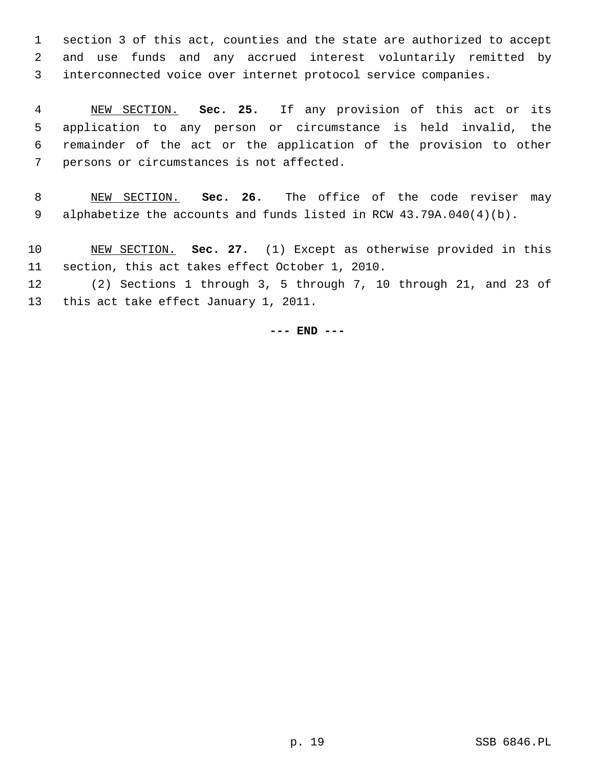section 3 of this act, counties and the state are authorized to accept and use funds and any accrued interest voluntarily remitted by interconnected voice over internet protocol service companies.

NEW SECTION. **Sec. 25.** If any provision of this act or its application to any person or circumstance is held invalid, the remainder of the act or the application of the provision to other persons or circumstances is not affected.

NEW SECTION. **Sec. 26.** The office of the code reviser may alphabetize the accounts and funds listed in RCW 43.79A.040(4)(b).

NEW SECTION. **Sec. 27.** (1) Except as otherwise provided in this section, this act takes effect October 1, 2010.

(2) Sections 1 through 3, 5 through 7, 10 through 21, and 23 of this act take effect January 1, 2011.

**--- END ---**